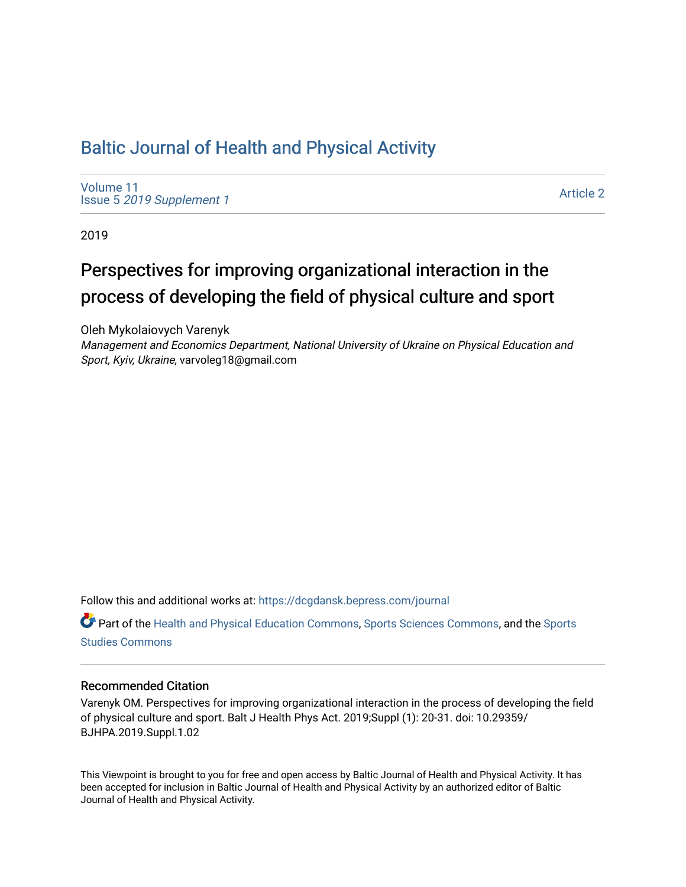# Baltic Journal of Health and Physical Activity

Volume 11
Issue 5 *2019 Supplement 1*

Article 2

2019

## Perspectives for improving organizational interaction in the process of developing the field of physical culture and sport

Oleh Mykolaiovych Varenyk
*Management and Economics Department, National University of Ukraine on Physical Education and Sport, Kyiv, Ukraine*, varvoleg18@gmail.com

Follow this and additional works at: https://dcgdansk.bepress.com/journal

Part of the Health and Physical Education Commons, Sports Sciences Commons, and the Sports Studies Commons

### Recommended Citation

Varenyk OM. Perspectives for improving organizational interaction in the process of developing the field of physical culture and sport. Balt J Health Phys Act. 2019;Suppl (1): 20-31. doi: 10.29359/BJHPA.2019.Suppl.1.02

This Viewpoint is brought to you for free and open access by Baltic Journal of Health and Physical Activity. It has been accepted for inclusion in Baltic Journal of Health and Physical Activity by an authorized editor of Baltic Journal of Health and Physical Activity.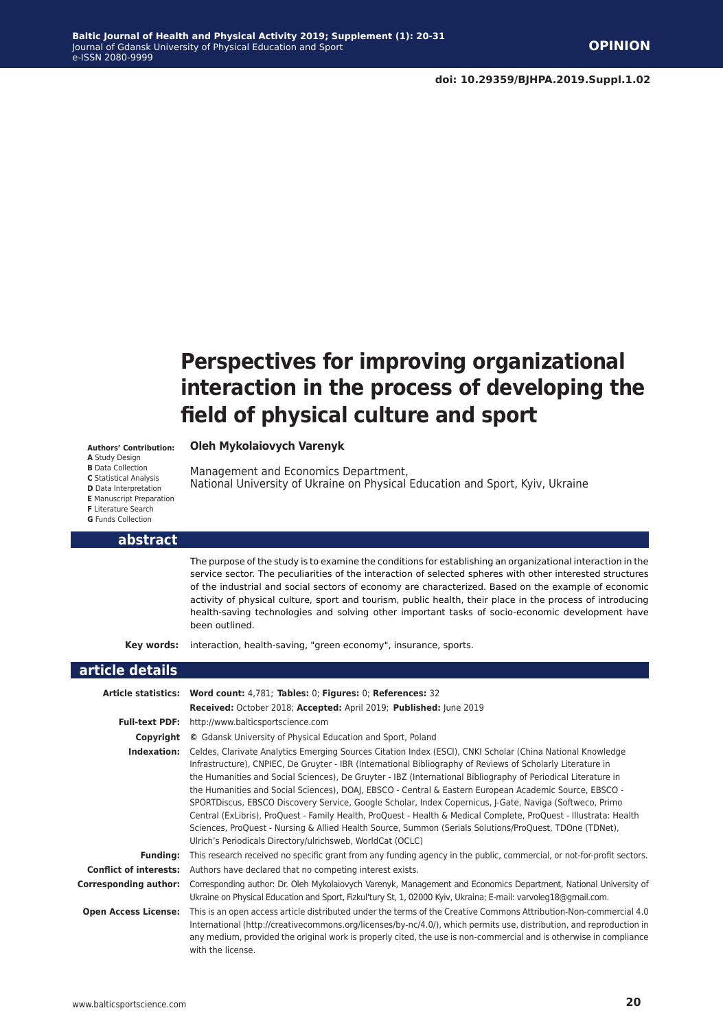**doi: 10.29359/BJHPA.2019.Suppl.1.02**

# Perspectives for improving organizational interaction in the process of developing the field of physical culture and sport

**Authors' Contribution:**
**A** Study Design
**B** Data Collection
**C** Statistical Analysis
**D** Data Interpretation
**E** Manuscript Preparation
**F** Literature Search
**G** Funds Collection

**Oleh Mykolaiovych Varenyk**

Management and Economics Department,
National University of Ukraine on Physical Education and Sport, Kyiv, Ukraine

## abstract

The purpose of the study is to examine the conditions for establishing an organizational interaction in the service sector. The peculiarities of the interaction of selected spheres with other interested structures of the industrial and social sectors of economy are characterized. Based on the example of economic activity of physical culture, sport and tourism, public health, their place in the process of introducing health-saving technologies and solving other important tasks of socio-economic development have been outlined.

**Key words:** interaction, health-saving, "green economy", insurance, sports.

## article details

**Article statistics:** **Word count:** 4,781; **Tables:** 0; **Figures:** 0; **References:** 32
**Received:** October 2018; **Accepted:** April 2019; **Published:** June 2019

**Full-text PDF:** http://www.balticsportscience.com

**Copyright** © Gdansk University of Physical Education and Sport, Poland

**Indexation:** Celdes, Clarivate Analytics Emerging Sources Citation Index (ESCI), CNKI Scholar (China National Knowledge Infrastructure), CNPIEC, De Gruyter - IBR (International Bibliography of Reviews of Scholarly Literature in the Humanities and Social Sciences), De Gruyter - IBZ (International Bibliography of Periodical Literature in the Humanities and Social Sciences), DOAJ, EBSCO - Central & Eastern European Academic Source, EBSCO - SPORTDiscus, EBSCO Discovery Service, Google Scholar, Index Copernicus, J-Gate, Naviga (Softweco, Primo Central (ExLibris), ProQuest - Family Health, ProQuest - Health & Medical Complete, ProQuest - Illustrata: Health Sciences, ProQuest - Nursing & Allied Health Source, Summon (Serials Solutions/ProQuest, TDOne (TDNet), Ulrich's Periodicals Directory/ulrichsweb, WorldCat (OCLC)

**Funding:** This research received no specific grant from any funding agency in the public, commercial, or not-for-profit sectors.

**Conflict of interests:** Authors have declared that no competing interest exists.

**Corresponding author:** Corresponding author: Dr. Oleh Mykolaiovych Varenyk, Management and Economics Department, National University of Ukraine on Physical Education and Sport, Fizkul'tury St, 1, 02000 Kyiv, Ukraina; E-mail: varvoleg18@gmail.com.

**Open Access License:** This is an open access article distributed under the terms of the Creative Commons Attribution-Non-commercial 4.0 International (http://creativecommons.org/licenses/by-nc/4.0/), which permits use, distribution, and reproduction in any medium, provided the original work is properly cited, the use is non-commercial and is otherwise in compliance with the license.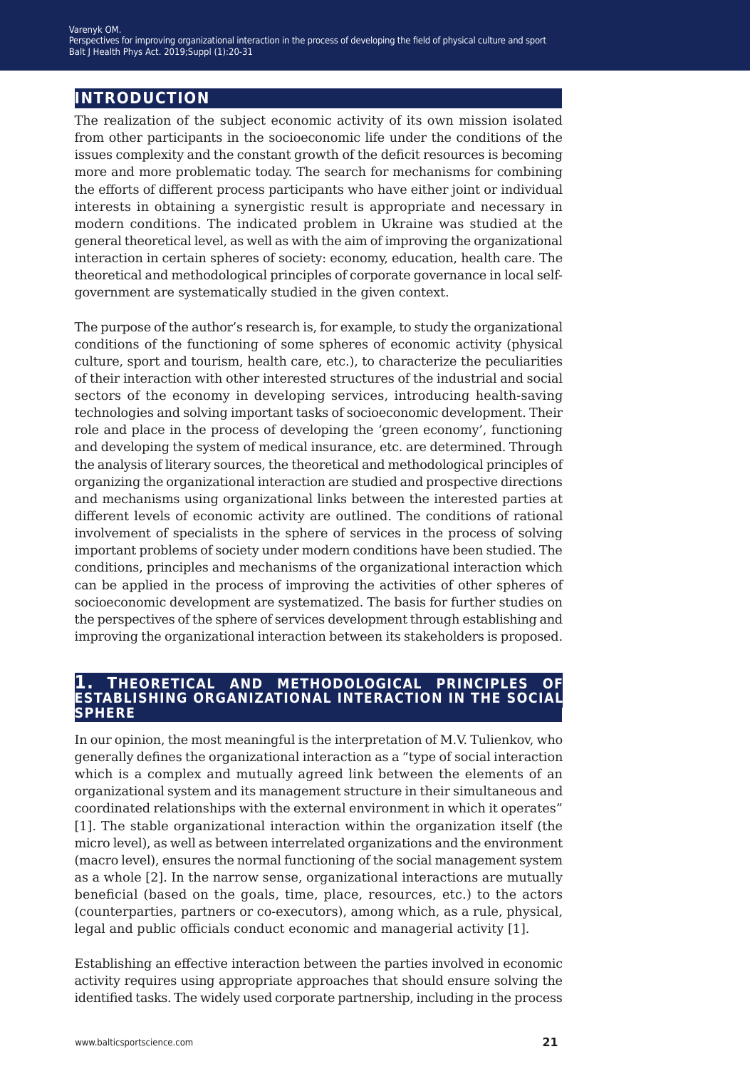## INTRODUCTION

The realization of the subject economic activity of its own mission isolated from other participants in the socioeconomic life under the conditions of the issues complexity and the constant growth of the deficit resources is becoming more and more problematic today. The search for mechanisms for combining the efforts of different process participants who have either joint or individual interests in obtaining a synergistic result is appropriate and necessary in modern conditions. The indicated problem in Ukraine was studied at the general theoretical level, as well as with the aim of improving the organizational interaction in certain spheres of society: economy, education, health care. The theoretical and methodological principles of corporate governance in local self-government are systematically studied in the given context.

The purpose of the author's research is, for example, to study the organizational conditions of the functioning of some spheres of economic activity (physical culture, sport and tourism, health care, etc.), to characterize the peculiarities of their interaction with other interested structures of the industrial and social sectors of the economy in developing services, introducing health-saving technologies and solving important tasks of socioeconomic development. Their role and place in the process of developing the 'green economy', functioning and developing the system of medical insurance, etc. are determined. Through the analysis of literary sources, the theoretical and methodological principles of organizing the organizational interaction are studied and prospective directions and mechanisms using organizational links between the interested parties at different levels of economic activity are outlined. The conditions of rational involvement of specialists in the sphere of services in the process of solving important problems of society under modern conditions have been studied. The conditions, principles and mechanisms of the organizational interaction which can be applied in the process of improving the activities of other spheres of socioeconomic development are systematized. The basis for further studies on the perspectives of the sphere of services development through establishing and improving the organizational interaction between its stakeholders is proposed.

## 1. THEORETICAL AND METHODOLOGICAL PRINCIPLES OF ESTABLISHING ORGANIZATIONAL INTERACTION IN THE SOCIAL SPHERE

In our opinion, the most meaningful is the interpretation of M.V. Tulienkov, who generally defines the organizational interaction as a "type of social interaction which is a complex and mutually agreed link between the elements of an organizational system and its management structure in their simultaneous and coordinated relationships with the external environment in which it operates" [1]. The stable organizational interaction within the organization itself (the micro level), as well as between interrelated organizations and the environment (macro level), ensures the normal functioning of the social management system as a whole [2]. In the narrow sense, organizational interactions are mutually beneficial (based on the goals, time, place, resources, etc.) to the actors (counterparties, partners or co-executors), among which, as a rule, physical, legal and public officials conduct economic and managerial activity [1].

Establishing an effective interaction between the parties involved in economic activity requires using appropriate approaches that should ensure solving the identified tasks. The widely used corporate partnership, including in the process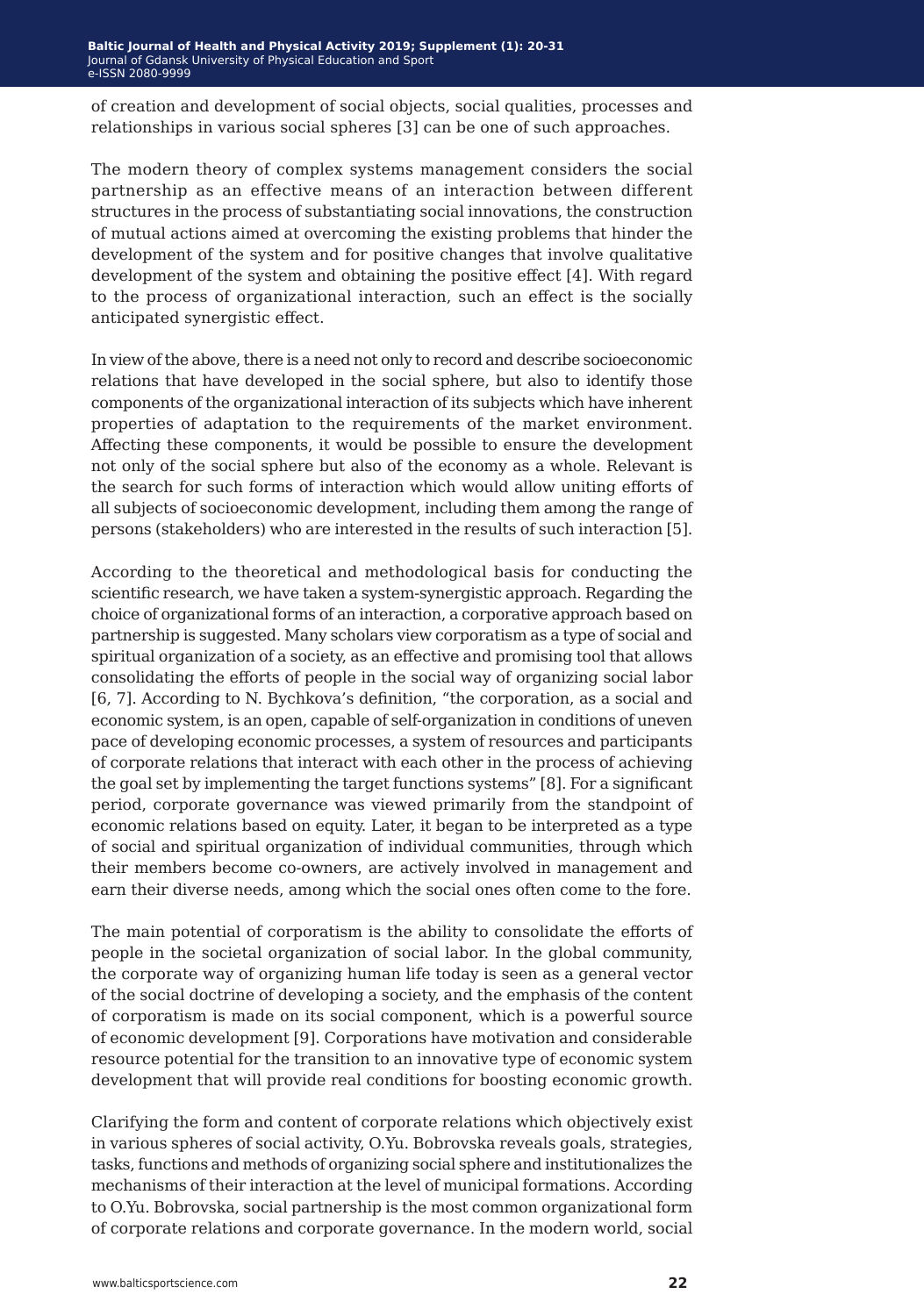of creation and development of social objects, social qualities, processes and relationships in various social spheres [3] can be one of such approaches.

The modern theory of complex systems management considers the social partnership as an effective means of an interaction between different structures in the process of substantiating social innovations, the construction of mutual actions aimed at overcoming the existing problems that hinder the development of the system and for positive changes that involve qualitative development of the system and obtaining the positive effect [4]. With regard to the process of organizational interaction, such an effect is the socially anticipated synergistic effect.

In view of the above, there is a need not only to record and describe socioeconomic relations that have developed in the social sphere, but also to identify those components of the organizational interaction of its subjects which have inherent properties of adaptation to the requirements of the market environment. Affecting these components, it would be possible to ensure the development not only of the social sphere but also of the economy as a whole. Relevant is the search for such forms of interaction which would allow uniting efforts of all subjects of socioeconomic development, including them among the range of persons (stakeholders) who are interested in the results of such interaction [5].

According to the theoretical and methodological basis for conducting the scientific research, we have taken a system-synergistic approach. Regarding the choice of organizational forms of an interaction, a corporative approach based on partnership is suggested. Many scholars view corporatism as a type of social and spiritual organization of a society, as an effective and promising tool that allows consolidating the efforts of people in the social way of organizing social labor [6, 7]. According to N. Bychkova's definition, "the corporation, as a social and economic system, is an open, capable of self-organization in conditions of uneven pace of developing economic processes, a system of resources and participants of corporate relations that interact with each other in the process of achieving the goal set by implementing the target functions systems" [8]. For a significant period, corporate governance was viewed primarily from the standpoint of economic relations based on equity. Later, it began to be interpreted as a type of social and spiritual organization of individual communities, through which their members become co-owners, are actively involved in management and earn their diverse needs, among which the social ones often come to the fore.

The main potential of corporatism is the ability to consolidate the efforts of people in the societal organization of social labor. In the global community, the corporate way of organizing human life today is seen as a general vector of the social doctrine of developing a society, and the emphasis of the content of corporatism is made on its social component, which is a powerful source of economic development [9]. Corporations have motivation and considerable resource potential for the transition to an innovative type of economic system development that will provide real conditions for boosting economic growth.

Clarifying the form and content of corporate relations which objectively exist in various spheres of social activity, O.Yu. Bobrovska reveals goals, strategies, tasks, functions and methods of organizing social sphere and institutionalizes the mechanisms of their interaction at the level of municipal formations. According to O.Yu. Bobrovska, social partnership is the most common organizational form of corporate relations and corporate governance. In the modern world, social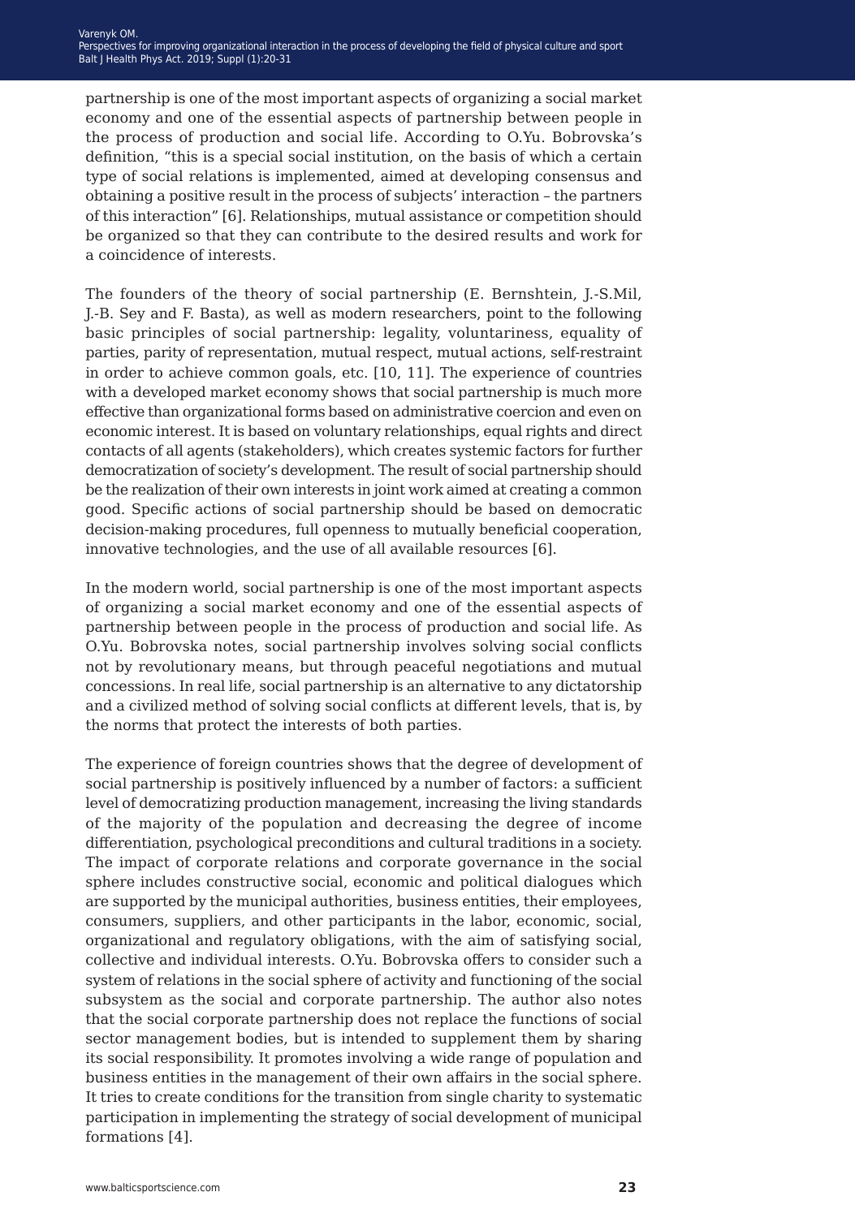partnership is one of the most important aspects of organizing a social market economy and one of the essential aspects of partnership between people in the process of production and social life. According to O.Yu. Bobrovska's definition, "this is a special social institution, on the basis of which a certain type of social relations is implemented, aimed at developing consensus and obtaining a positive result in the process of subjects' interaction – the partners of this interaction" [6]. Relationships, mutual assistance or competition should be organized so that they can contribute to the desired results and work for a coincidence of interests.

The founders of the theory of social partnership (E. Bernshtein, J.-S.Mil, J.-B. Sey and F. Basta), as well as modern researchers, point to the following basic principles of social partnership: legality, voluntariness, equality of parties, parity of representation, mutual respect, mutual actions, self-restraint in order to achieve common goals, etc. [10, 11]. The experience of countries with a developed market economy shows that social partnership is much more effective than organizational forms based on administrative coercion and even on economic interest. It is based on voluntary relationships, equal rights and direct contacts of all agents (stakeholders), which creates systemic factors for further democratization of society's development. The result of social partnership should be the realization of their own interests in joint work aimed at creating a common good. Specific actions of social partnership should be based on democratic decision-making procedures, full openness to mutually beneficial cooperation, innovative technologies, and the use of all available resources [6].

In the modern world, social partnership is one of the most important aspects of organizing a social market economy and one of the essential aspects of partnership between people in the process of production and social life. As O.Yu. Bobrovska notes, social partnership involves solving social conflicts not by revolutionary means, but through peaceful negotiations and mutual concessions. In real life, social partnership is an alternative to any dictatorship and a civilized method of solving social conflicts at different levels, that is, by the norms that protect the interests of both parties.

The experience of foreign countries shows that the degree of development of social partnership is positively influenced by a number of factors: a sufficient level of democratizing production management, increasing the living standards of the majority of the population and decreasing the degree of income differentiation, psychological preconditions and cultural traditions in a society. The impact of corporate relations and corporate governance in the social sphere includes constructive social, economic and political dialogues which are supported by the municipal authorities, business entities, their employees, consumers, suppliers, and other participants in the labor, economic, social, organizational and regulatory obligations, with the aim of satisfying social, collective and individual interests. O.Yu. Bobrovska offers to consider such a system of relations in the social sphere of activity and functioning of the social subsystem as the social and corporate partnership. The author also notes that the social corporate partnership does not replace the functions of social sector management bodies, but is intended to supplement them by sharing its social responsibility. It promotes involving a wide range of population and business entities in the management of their own affairs in the social sphere. It tries to create conditions for the transition from single charity to systematic participation in implementing the strategy of social development of municipal formations [4].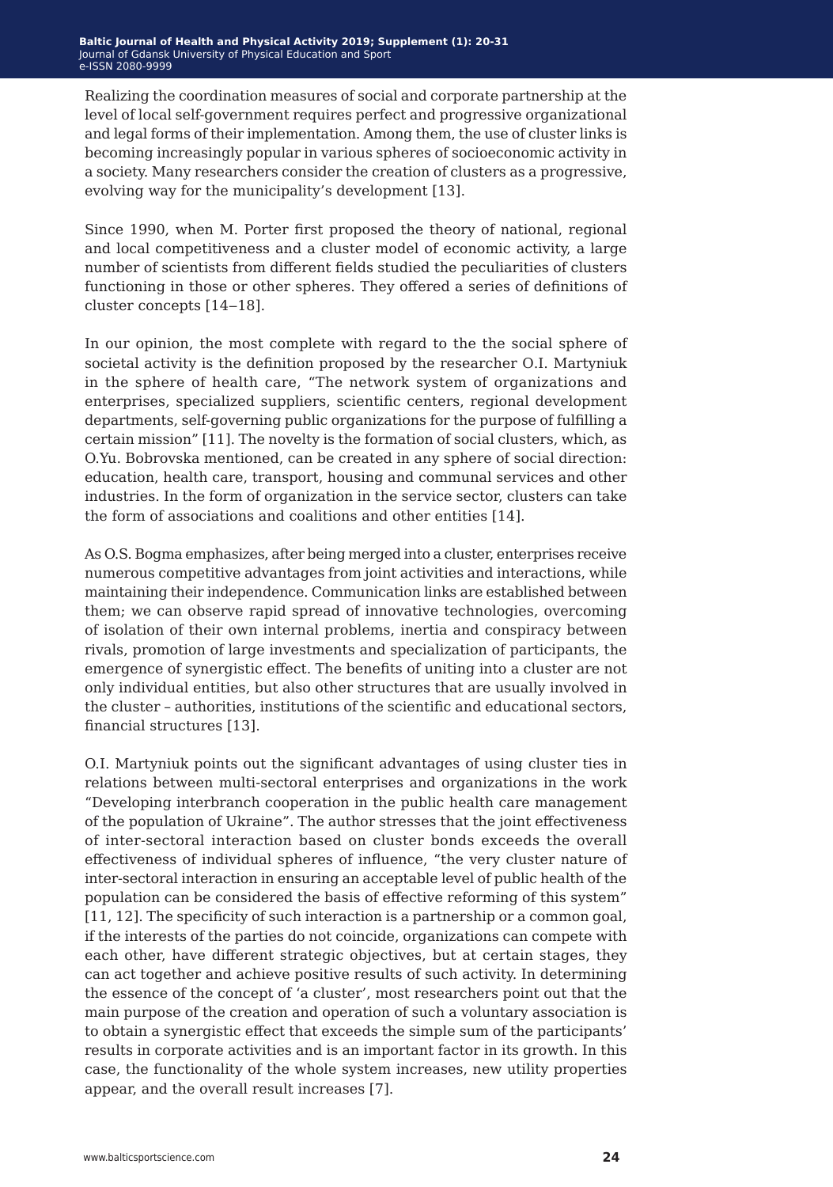Realizing the coordination measures of social and corporate partnership at the level of local self-government requires perfect and progressive organizational and legal forms of their implementation. Among them, the use of cluster links is becoming increasingly popular in various spheres of socioeconomic activity in a society. Many researchers consider the creation of clusters as a progressive, evolving way for the municipality's development [13].

Since 1990, when M. Porter first proposed the theory of national, regional and local competitiveness and a cluster model of economic activity, a large number of scientists from different fields studied the peculiarities of clusters functioning in those or other spheres. They offered a series of definitions of cluster concepts [14–18].

In our opinion, the most complete with regard to the the social sphere of societal activity is the definition proposed by the researcher O.I. Martyniuk in the sphere of health care, "The network system of organizations and enterprises, specialized suppliers, scientific centers, regional development departments, self-governing public organizations for the purpose of fulfilling a certain mission" [11]. The novelty is the formation of social clusters, which, as O.Yu. Bobrovska mentioned, can be created in any sphere of social direction: education, health care, transport, housing and communal services and other industries. In the form of organization in the service sector, clusters can take the form of associations and coalitions and other entities [14].

As O.S. Bogma emphasizes, after being merged into a cluster, enterprises receive numerous competitive advantages from joint activities and interactions, while maintaining their independence. Communication links are established between them; we can observe rapid spread of innovative technologies, overcoming of isolation of their own internal problems, inertia and conspiracy between rivals, promotion of large investments and specialization of participants, the emergence of synergistic effect. The benefits of uniting into a cluster are not only individual entities, but also other structures that are usually involved in the cluster – authorities, institutions of the scientific and educational sectors, financial structures [13].

O.I. Martyniuk points out the significant advantages of using cluster ties in relations between multi-sectoral enterprises and organizations in the work "Developing interbranch cooperation in the public health care management of the population of Ukraine". The author stresses that the joint effectiveness of inter-sectoral interaction based on cluster bonds exceeds the overall effectiveness of individual spheres of influence, "the very cluster nature of inter-sectoral interaction in ensuring an acceptable level of public health of the population can be considered the basis of effective reforming of this system" [11, 12]. The specificity of such interaction is a partnership or a common goal, if the interests of the parties do not coincide, organizations can compete with each other, have different strategic objectives, but at certain stages, they can act together and achieve positive results of such activity. In determining the essence of the concept of 'a cluster', most researchers point out that the main purpose of the creation and operation of such a voluntary association is to obtain a synergistic effect that exceeds the simple sum of the participants' results in corporate activities and is an important factor in its growth. In this case, the functionality of the whole system increases, new utility properties appear, and the overall result increases [7].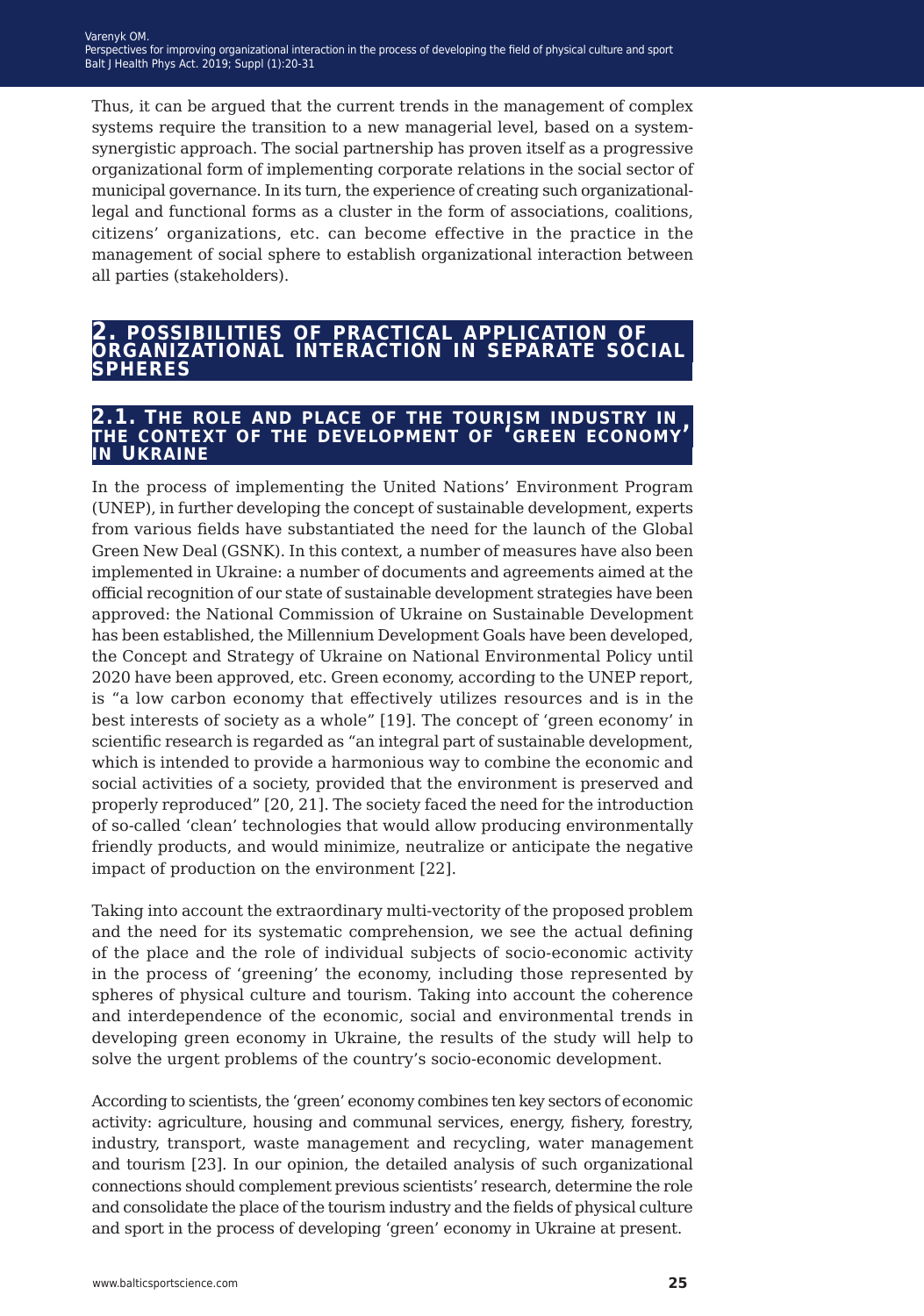Thus, it can be argued that the current trends in the management of complex systems require the transition to a new managerial level, based on a system-synergistic approach. The social partnership has proven itself as a progressive organizational form of implementing corporate relations in the social sector of municipal governance. In its turn, the experience of creating such organizational-legal and functional forms as a cluster in the form of associations, coalitions, citizens' organizations, etc. can become effective in the practice in the management of social sphere to establish organizational interaction between all parties (stakeholders).

## 2. Possibilities of practical application of organizational interaction in separate social spheres

### 2.1. The role and place of the tourism industry in the context of the development of 'green economy' in Ukraine

In the process of implementing the United Nations' Environment Program (UNEP), in further developing the concept of sustainable development, experts from various fields have substantiated the need for the launch of the Global Green New Deal (GSNK). In this context, a number of measures have also been implemented in Ukraine: a number of documents and agreements aimed at the official recognition of our state of sustainable development strategies have been approved: the National Commission of Ukraine on Sustainable Development has been established, the Millennium Development Goals have been developed, the Concept and Strategy of Ukraine on National Environmental Policy until 2020 have been approved, etc. Green economy, according to the UNEP report, is "a low carbon economy that effectively utilizes resources and is in the best interests of society as a whole" [19]. The concept of 'green economy' in scientific research is regarded as "an integral part of sustainable development, which is intended to provide a harmonious way to combine the economic and social activities of a society, provided that the environment is preserved and properly reproduced" [20, 21]. The society faced the need for the introduction of so-called 'clean' technologies that would allow producing environmentally friendly products, and would minimize, neutralize or anticipate the negative impact of production on the environment [22].

Taking into account the extraordinary multi-vectority of the proposed problem and the need for its systematic comprehension, we see the actual defining of the place and the role of individual subjects of socio-economic activity in the process of 'greening' the economy, including those represented by spheres of physical culture and tourism. Taking into account the coherence and interdependence of the economic, social and environmental trends in developing green economy in Ukraine, the results of the study will help to solve the urgent problems of the country's socio-economic development.

According to scientists, the 'green' economy combines ten key sectors of economic activity: agriculture, housing and communal services, energy, fishery, forestry, industry, transport, waste management and recycling, water management and tourism [23]. In our opinion, the detailed analysis of such organizational connections should complement previous scientists' research, determine the role and consolidate the place of the tourism industry and the fields of physical culture and sport in the process of developing 'green' economy in Ukraine at present.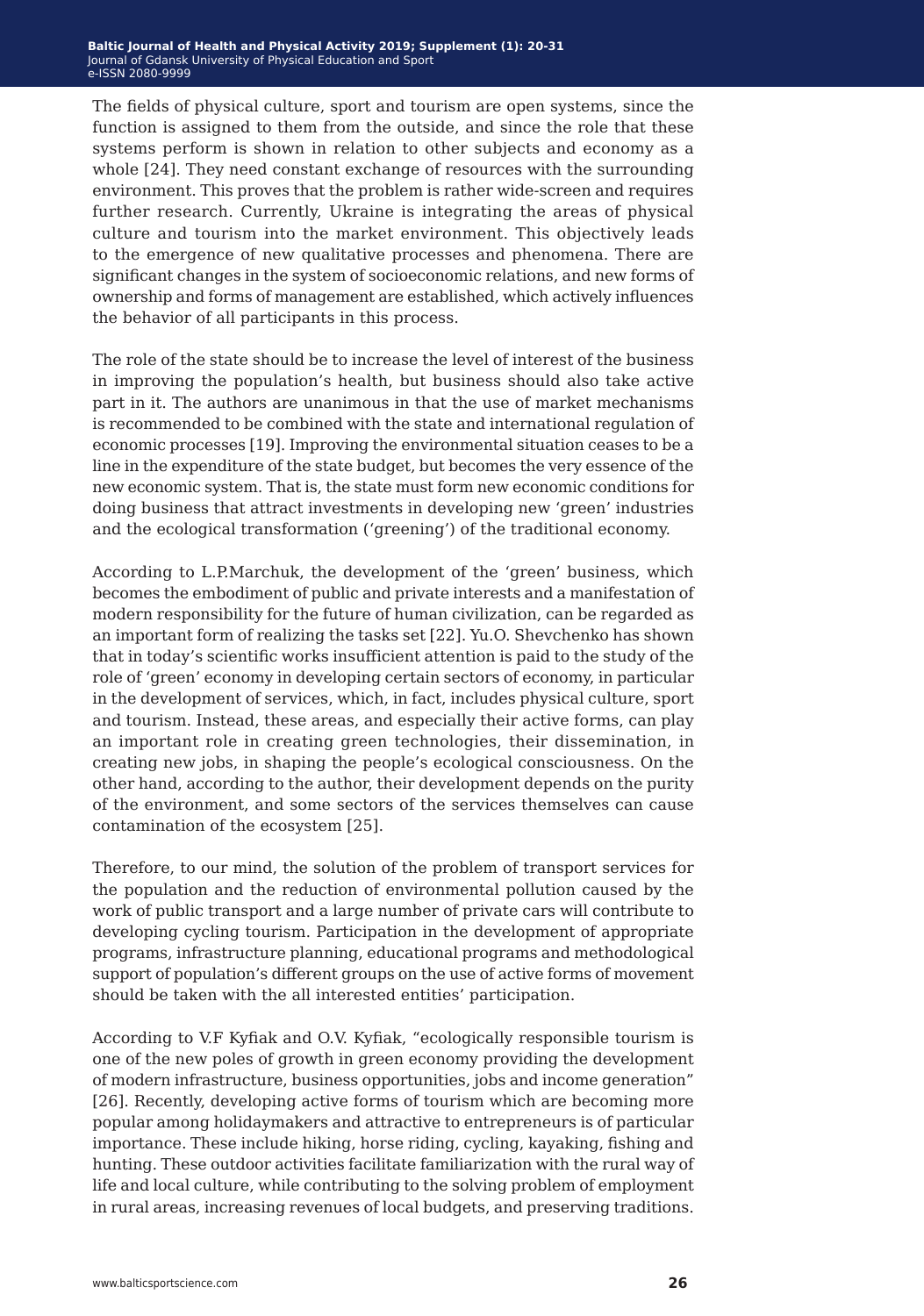The fields of physical culture, sport and tourism are open systems, since the function is assigned to them from the outside, and since the role that these systems perform is shown in relation to other subjects and economy as a whole [24]. They need constant exchange of resources with the surrounding environment. This proves that the problem is rather wide-screen and requires further research. Currently, Ukraine is integrating the areas of physical culture and tourism into the market environment. This objectively leads to the emergence of new qualitative processes and phenomena. There are significant changes in the system of socioeconomic relations, and new forms of ownership and forms of management are established, which actively influences the behavior of all participants in this process.

The role of the state should be to increase the level of interest of the business in improving the population's health, but business should also take active part in it. The authors are unanimous in that the use of market mechanisms is recommended to be combined with the state and international regulation of economic processes [19]. Improving the environmental situation ceases to be a line in the expenditure of the state budget, but becomes the very essence of the new economic system. That is, the state must form new economic conditions for doing business that attract investments in developing new 'green' industries and the ecological transformation ('greening') of the traditional economy.

According to L.P.Marchuk, the development of the 'green' business, which becomes the embodiment of public and private interests and a manifestation of modern responsibility for the future of human civilization, can be regarded as an important form of realizing the tasks set [22]. Yu.O. Shevchenko has shown that in today's scientific works insufficient attention is paid to the study of the role of 'green' economy in developing certain sectors of economy, in particular in the development of services, which, in fact, includes physical culture, sport and tourism. Instead, these areas, and especially their active forms, can play an important role in creating green technologies, their dissemination, in creating new jobs, in shaping the people's ecological consciousness. On the other hand, according to the author, their development depends on the purity of the environment, and some sectors of the services themselves can cause contamination of the ecosystem [25].

Therefore, to our mind, the solution of the problem of transport services for the population and the reduction of environmental pollution caused by the work of public transport and a large number of private cars will contribute to developing cycling tourism. Participation in the development of appropriate programs, infrastructure planning, educational programs and methodological support of population's different groups on the use of active forms of movement should be taken with the all interested entities' participation.

According to V.F Kyfiak and O.V. Kyfiak, "ecologically responsible tourism is one of the new poles of growth in green economy providing the development of modern infrastructure, business opportunities, jobs and income generation" [26]. Recently, developing active forms of tourism which are becoming more popular among holidaymakers and attractive to entrepreneurs is of particular importance. These include hiking, horse riding, cycling, kayaking, fishing and hunting. These outdoor activities facilitate familiarization with the rural way of life and local culture, while contributing to the solving problem of employment in rural areas, increasing revenues of local budgets, and preserving traditions.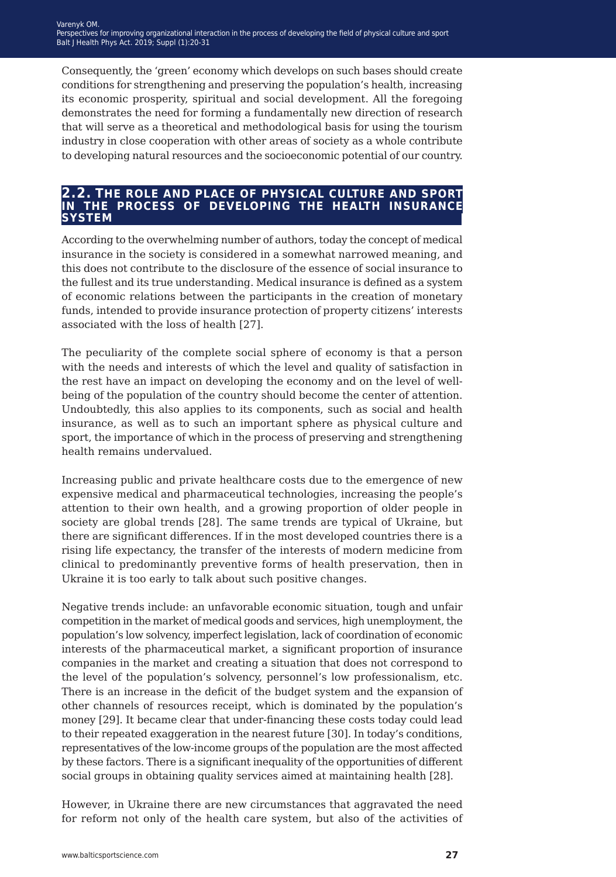Consequently, the 'green' economy which develops on such bases should create conditions for strengthening and preserving the population's health, increasing its economic prosperity, spiritual and social development. All the foregoing demonstrates the need for forming a fundamentally new direction of research that will serve as a theoretical and methodological basis for using the tourism industry in close cooperation with other areas of society as a whole contribute to developing natural resources and the socioeconomic potential of our country.

## 2.2. THE ROLE AND PLACE OF PHYSICAL CULTURE AND SPORT IN THE PROCESS OF DEVELOPING THE HEALTH INSURANCE SYSTEM

According to the overwhelming number of authors, today the concept of medical insurance in the society is considered in a somewhat narrowed meaning, and this does not contribute to the disclosure of the essence of social insurance to the fullest and its true understanding. Medical insurance is defined as a system of economic relations between the participants in the creation of monetary funds, intended to provide insurance protection of property citizens' interests associated with the loss of health [27].

The peculiarity of the complete social sphere of economy is that a person with the needs and interests of which the level and quality of satisfaction in the rest have an impact on developing the economy and on the level of well-being of the population of the country should become the center of attention. Undoubtedly, this also applies to its components, such as social and health insurance, as well as to such an important sphere as physical culture and sport, the importance of which in the process of preserving and strengthening health remains undervalued.

Increasing public and private healthcare costs due to the emergence of new expensive medical and pharmaceutical technologies, increasing the people's attention to their own health, and a growing proportion of older people in society are global trends [28]. The same trends are typical of Ukraine, but there are significant differences. If in the most developed countries there is a rising life expectancy, the transfer of the interests of modern medicine from clinical to predominantly preventive forms of health preservation, then in Ukraine it is too early to talk about such positive changes.

Negative trends include: an unfavorable economic situation, tough and unfair competition in the market of medical goods and services, high unemployment, the population's low solvency, imperfect legislation, lack of coordination of economic interests of the pharmaceutical market, a significant proportion of insurance companies in the market and creating a situation that does not correspond to the level of the population's solvency, personnel's low professionalism, etc. There is an increase in the deficit of the budget system and the expansion of other channels of resources receipt, which is dominated by the population's money [29]. It became clear that under-financing these costs today could lead to their repeated exaggeration in the nearest future [30]. In today's conditions, representatives of the low-income groups of the population are the most affected by these factors. There is a significant inequality of the opportunities of different social groups in obtaining quality services aimed at maintaining health [28].

However, in Ukraine there are new circumstances that aggravated the need for reform not only of the health care system, but also of the activities of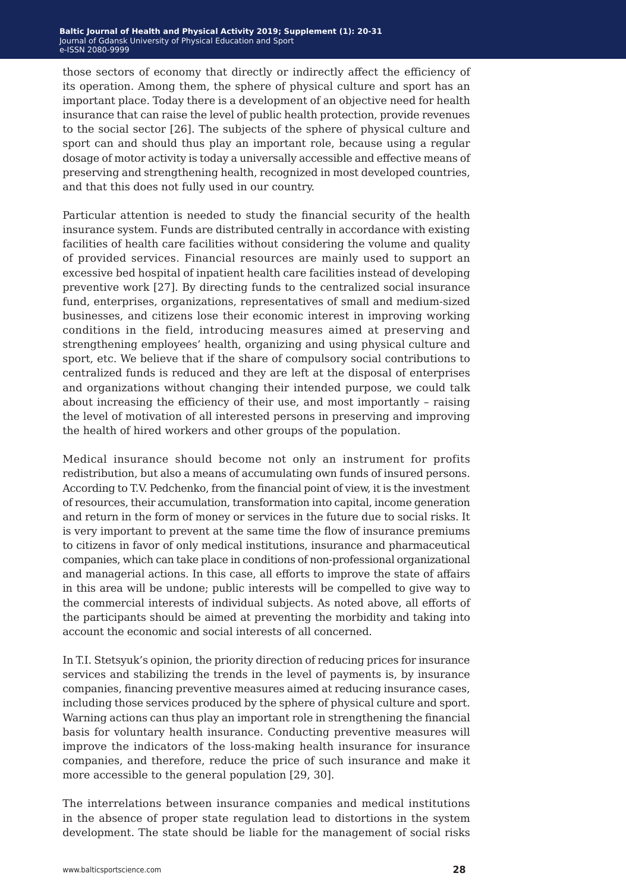those sectors of economy that directly or indirectly affect the efficiency of its operation. Among them, the sphere of physical culture and sport has an important place. Today there is a development of an objective need for health insurance that can raise the level of public health protection, provide revenues to the social sector [26]. The subjects of the sphere of physical culture and sport can and should thus play an important role, because using a regular dosage of motor activity is today a universally accessible and effective means of preserving and strengthening health, recognized in most developed countries, and that this does not fully used in our country.

Particular attention is needed to study the financial security of the health insurance system. Funds are distributed centrally in accordance with existing facilities of health care facilities without considering the volume and quality of provided services. Financial resources are mainly used to support an excessive bed hospital of inpatient health care facilities instead of developing preventive work [27]. By directing funds to the centralized social insurance fund, enterprises, organizations, representatives of small and medium-sized businesses, and citizens lose their economic interest in improving working conditions in the field, introducing measures aimed at preserving and strengthening employees' health, organizing and using physical culture and sport, etc. We believe that if the share of compulsory social contributions to centralized funds is reduced and they are left at the disposal of enterprises and organizations without changing their intended purpose, we could talk about increasing the efficiency of their use, and most importantly – raising the level of motivation of all interested persons in preserving and improving the health of hired workers and other groups of the population.

Medical insurance should become not only an instrument for profits redistribution, but also a means of accumulating own funds of insured persons. According to T.V. Pedchenko, from the financial point of view, it is the investment of resources, their accumulation, transformation into capital, income generation and return in the form of money or services in the future due to social risks. It is very important to prevent at the same time the flow of insurance premiums to citizens in favor of only medical institutions, insurance and pharmaceutical companies, which can take place in conditions of non-professional organizational and managerial actions. In this case, all efforts to improve the state of affairs in this area will be undone; public interests will be compelled to give way to the commercial interests of individual subjects. As noted above, all efforts of the participants should be aimed at preventing the morbidity and taking into account the economic and social interests of all concerned.

In T.I. Stetsyuk's opinion, the priority direction of reducing prices for insurance services and stabilizing the trends in the level of payments is, by insurance companies, financing preventive measures aimed at reducing insurance cases, including those services produced by the sphere of physical culture and sport. Warning actions can thus play an important role in strengthening the financial basis for voluntary health insurance. Conducting preventive measures will improve the indicators of the loss-making health insurance for insurance companies, and therefore, reduce the price of such insurance and make it more accessible to the general population [29, 30].

The interrelations between insurance companies and medical institutions in the absence of proper state regulation lead to distortions in the system development. The state should be liable for the management of social risks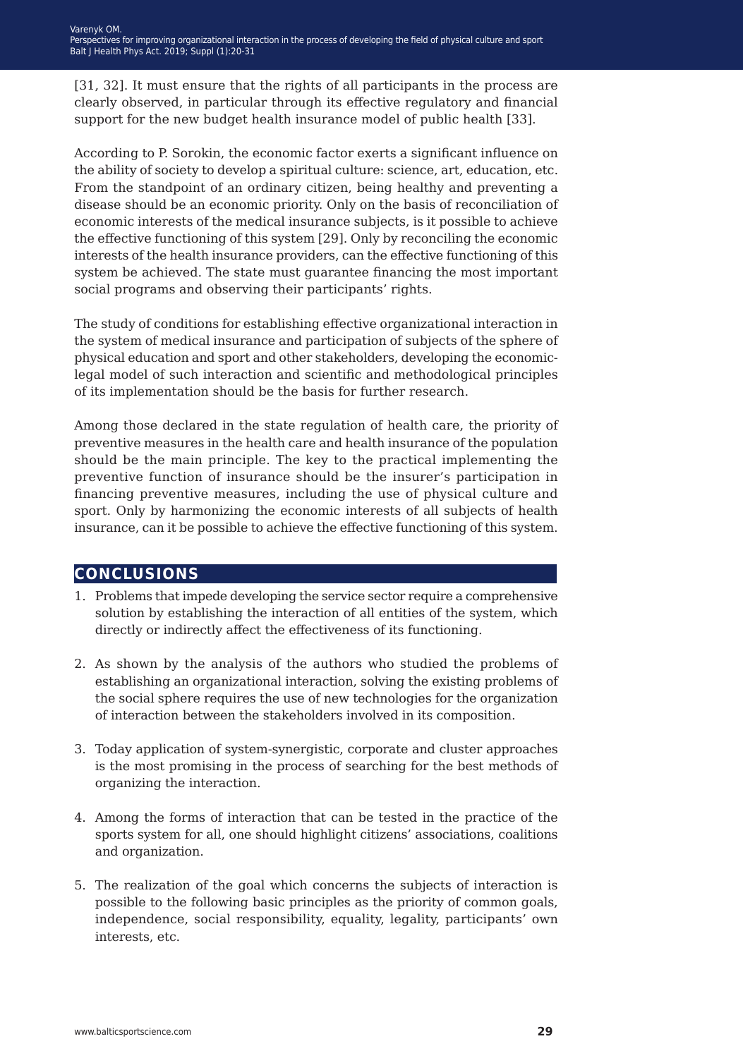[31, 32]. It must ensure that the rights of all participants in the process are clearly observed, in particular through its effective regulatory and financial support for the new budget health insurance model of public health [33].

According to P. Sorokin, the economic factor exerts a significant influence on the ability of society to develop a spiritual culture: science, art, education, etc. From the standpoint of an ordinary citizen, being healthy and preventing a disease should be an economic priority. Only on the basis of reconciliation of economic interests of the medical insurance subjects, is it possible to achieve the effective functioning of this system [29]. Only by reconciling the economic interests of the health insurance providers, can the effective functioning of this system be achieved. The state must guarantee financing the most important social programs and observing their participants' rights.

The study of conditions for establishing effective organizational interaction in the system of medical insurance and participation of subjects of the sphere of physical education and sport and other stakeholders, developing the economic-legal model of such interaction and scientific and methodological principles of its implementation should be the basis for further research.

Among those declared in the state regulation of health care, the priority of preventive measures in the health care and health insurance of the population should be the main principle. The key to the practical implementing the preventive function of insurance should be the insurer's participation in financing preventive measures, including the use of physical culture and sport. Only by harmonizing the economic interests of all subjects of health insurance, can it be possible to achieve the effective functioning of this system.

## CONCLUSIONS

1. Problems that impede developing the service sector require a comprehensive solution by establishing the interaction of all entities of the system, which directly or indirectly affect the effectiveness of its functioning.

2. As shown by the analysis of the authors who studied the problems of establishing an organizational interaction, solving the existing problems of the social sphere requires the use of new technologies for the organization of interaction between the stakeholders involved in its composition.

3. Today application of system-synergistic, corporate and cluster approaches is the most promising in the process of searching for the best methods of organizing the interaction.

4. Among the forms of interaction that can be tested in the practice of the sports system for all, one should highlight citizens' associations, coalitions and organization.

5. The realization of the goal which concerns the subjects of interaction is possible to the following basic principles as the priority of common goals, independence, social responsibility, equality, legality, participants' own interests, etc.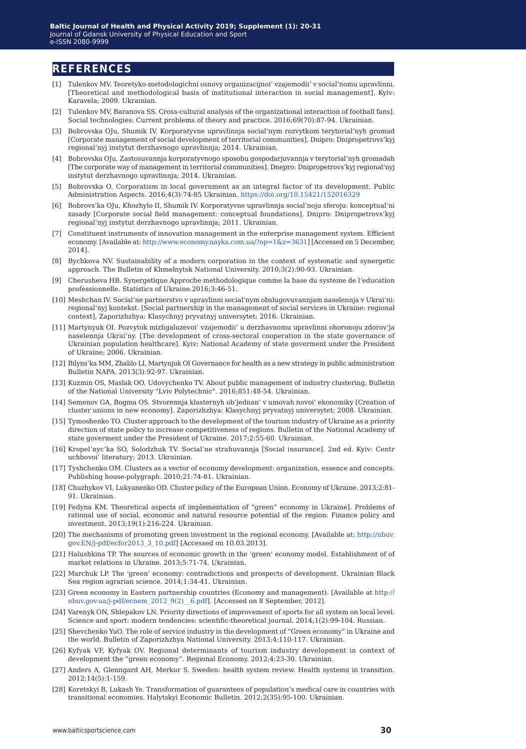## REFERENCES

[1] Tulenkov MV. Teoretyko-metodologichni osnovy organizacijnoi' vzajemodii' v social'nomu upravlinni. [Theoretical and methodological basis of institutional interaction in social management]. Kyiv: Karavela; 2009. Ukrainian.

[2] Tulenkov MV, Baranova SS. Cross-cultural analysis of the organizational interaction of football fans]. Social technologies: Current problems of theory and practice. 2016;69(70):87-94. Ukrainian.

[3] Bobrovska OJu, Shumik IV. Korporatyvne upravlinnja social'nym rozvytkom terytorial'nyh gromad [Corporate management of social development of territorial communities]. Dnipro: Dnipropetrovs'kyj regional'nyj instytut derzhavnogo upravlinnja; 2014. Ukrainian.

[4] Bobrovska OJu. Zastosuvannja korporatyvnogo sposobu gospodarjuvannja v terytorial'nyh gromadah [The corporate way of management in territorial communities]. Dnepro: Dnipropetrovs'kyj regional'nyj instytut derzhavnogo upravlinnja; 2014. Ukrainian.

[5] Bobrovska O. Corporatism in local government as an integral factor of its development. Public Administration Aspects. 2016;4(3):74-85 Ukrainian. https://doi.org/10.15421/152016329

[6] Bobrovs'ka OJu, Khozhylo II, Shumik IV. Korporatyvne upravlinnja social'noju sferoju: konceptual'ni zasady [Corporate social field management: conceptual foundations]. Dnipro: Dnipropetrovs'kyj regional'nyj instytut derzhavnogo upravlinnja; 2011. Ukrainian.

[7] Constituent instruments of innovation management in the enterprise management system. Efficient economy. [Available at: http://www.economy.nayka.com.ua/?op=1&z=3631] [Accessed on 5 December, 2014].

[8] Bychkova NV. Sustainability of a modern corporation in the context of systematic and synergetic approach. The Bulletin of Khmelnytsk National University. 2010;3(2):90-93. Ukrainian.

[9] Cherusheva HB. Synergetique Approche methodologique comme la base du systeme de l'education professionnelle. Statistics of Ukraine.2016;3:46-51.

[10] Meshchan IV. Social'ne partnerstvo v upravlinni social'nym obslugovuvannjam naselennja v Ukrai'ni: regional'nyj kontekst. [Social partnership in the management of social services in Ukraine: regional context], Zaporizhzhya: Klasychnyj pryvatnyj universytet; 2016. Ukrainian.

[11] Martynyuk OI. Pozvytok mizhgaluzevoi' vzajemodii' u derzhavnomu upravlinni ohoronoju zdorov'ja naselennja Ukrai'ny. [The development of cross-sectoral cooperation in the state governance of Ukrainian population healthcare]. Kyiv; National Academy of state goverment under the President of Ukraine; 2006. Ukrainian.

[12] Bilyns'ka MM, Zhalilo LI, Martynjuk OI Governance for health as a new strategy in public administration Bulletin NAPA. 2013(3):92-97. Ukrainian.

[13] Kuzmin OS, Maslak OO, Udovychenko TV. About public management of industry clustering. Bulletin of the National University "Lviv Polytechnic". 2016;851:48-54. Ukrainian.

[14] Semenov GA, Bogma OS. Stvorennja klasternyh ob'jednan' v umovah novoi' ekonomiky [Creation of cluster unions in new economy]. Zaporizhzhya: Klasychnyj pryvatnyj universytet; 2008. Ukrainian.

[15] Tymoshenko TO. Cluster approach to the development of the tourism industry of Ukraine as a priority direction of state policy to increase competitiveness of regions. Bulletin of the National Academy of state goverment under the President of Ukraine. 2017;2:55-60. Ukrainian.

[16] Kropel'nyc'ka SO, Solodzhuk TV. Social'ne strahuvannja [Social insurance]. 2nd ed. Kyiv: Centr uchbovoi' literatury; 2013. Ukrainian.

[17] Tyshchenko OM. Clusters as a vector of economy development: organization, essence and concepts. Publishing house-polygraph. 2010;21:74-81. Ukrainian.

[18] Chuzhykov VI, Lukyanenko OD. Cluster policy of the European Union. Economy of Ukraine. 2013;2:81-91. Ukrainian.

[19] Fedyna KM. Theoretical aspects of implementation of "green" economy in Ukraine]. Problems of rational use of social, economic and natural resource potential of the region: Finance policy and investment. 2013;19(1):216-224. Ukrainian.

[20] The mechanisms of promoting green investment in the regional economy. [Available at: http://nbuv.gov.EN/j-pdf/ecfor2013_3_10.pdf] [Accessed on 10.03.2013].

[21] Halushkina TP. The sources of economic growth in the 'green' economy model. Establishment of of market relations in Ukraine. 2013;5:71-74. Ukrainian.

[22] Marchuk LP. The 'green' economy: contradictions and prospects of development. Ukrainian Black Sea region agrarian science. 2014;1:34-41. Ukrainian.

[23] Green economy in Eastern partnership countries (Economy and management). [Available at http://nbuv.gov.ua/j-pdf/ecnem_2012_9(2)__6.pdf]. [Accessed on 8 September, 2012].

[24] Varenyk ON, Shlepakov LN. Priority directions of improvement of sports for all system on local level. Science and sport: modern tendencies: scientific-theoretical journal. 2014;1(2):99-104. Russian.

[25] Shevchenko YuO. The role of service industry in the development of "Green economy" in Ukraine and the world. Bulletin of Zaporizhzhya National University. 2013;4:110-117. Ukrainian.

[26] Kyfyak VF, Kyfyak OV. Regional determinants of tourism industry development in context of development the "green economy". Regional Economy. 2012;4:23-30. Ukrainian.

[27] Anders A, Glenngard AH, Merkur S. Sweden: health system review. Health systems in transition. 2012;14(5):1-159.

[28] Koretskyi B, Lukash Ye. Transformation of guarantees of population's medical care in countries with transitional economies. Halytskyi Economic Bulletin. 2012;2(35):95-100. Ukrainian.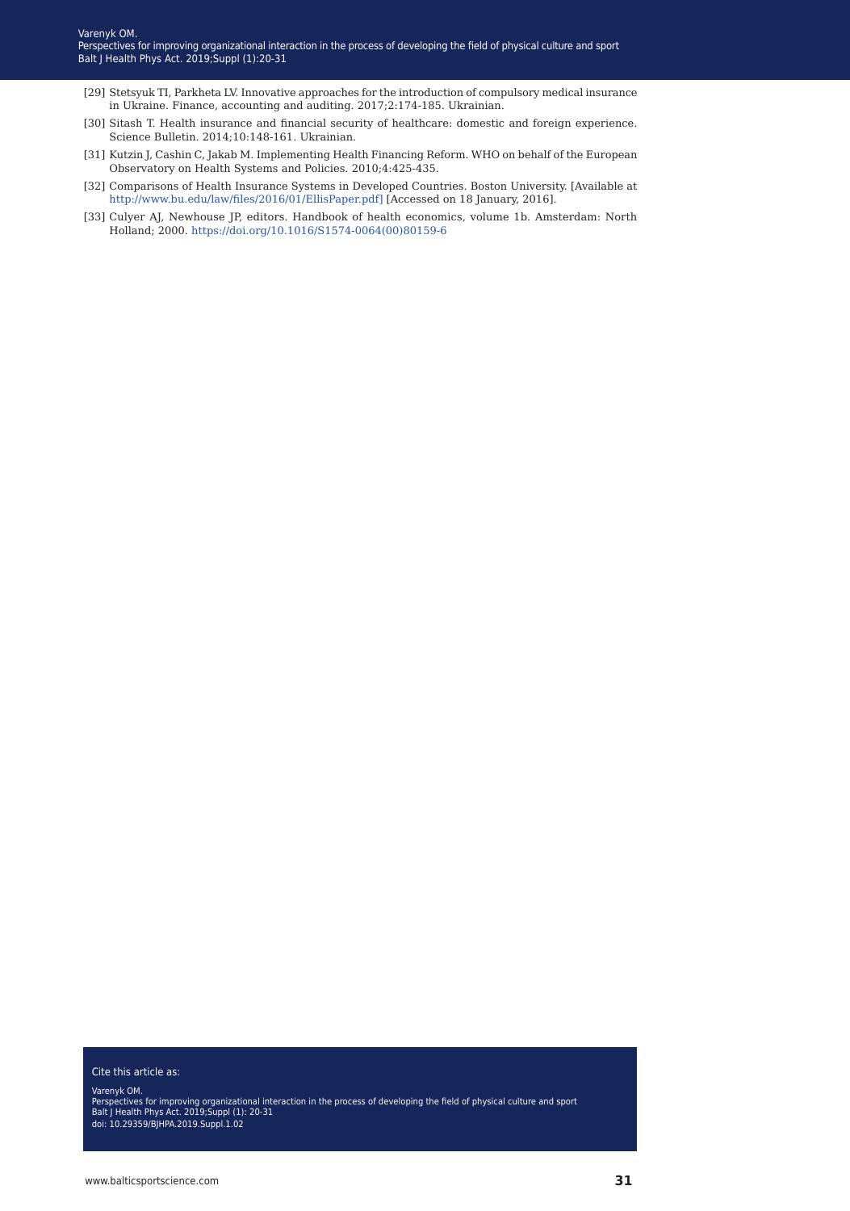[29] Stetsyuk TI, Parkheta LV. Innovative approaches for the introduction of compulsory medical insurance in Ukraine. Finance, accounting and auditing. 2017;2:174-185. Ukrainian.

[30] Sitash T. Health insurance and financial security of healthcare: domestic and foreign experience. Science Bulletin. 2014;10:148-161. Ukrainian.

[31] Kutzin J, Cashin C, Jakab M. Implementing Health Financing Reform. WHO on behalf of the European Observatory on Health Systems and Policies. 2010;4:425-435.

[32] Comparisons of Health Insurance Systems in Developed Countries. Boston University. [Available at http://www.bu.edu/law/files/2016/01/EllisPaper.pdf] [Accessed on 18 January, 2016].

[33] Culyer AJ, Newhouse JP, editors. Handbook of health economics, volume 1b. Amsterdam: North Holland; 2000. https://doi.org/10.1016/S1574-0064(00)80159-6

Cite this article as:

Varenyk OM.
Perspectives for improving organizational interaction in the process of developing the field of physical culture and sport
Balt J Health Phys Act. 2019;Suppl (1): 20-31
doi: 10.29359/BJHPA.2019.Suppl.1.02